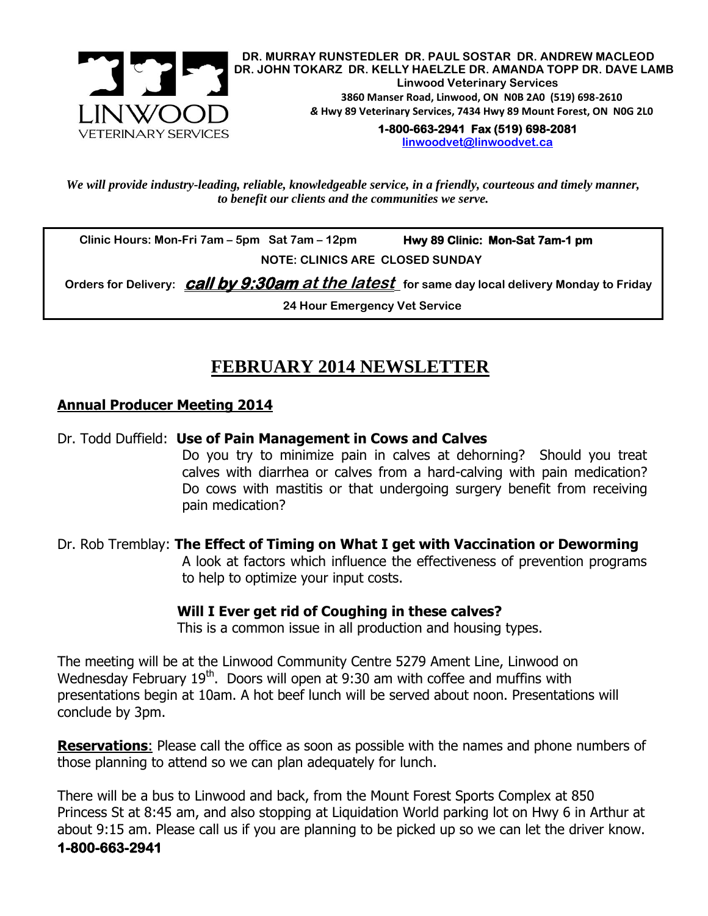DR. MURRAY RUNSTEDLER DR. PAUL SOSTAR DR. ANDREW MACLEOD
DR. JOHN TOKARZ DR. KELLY HAELZLE DR. AMANDA TOPP DR. DAVE LAMB

**Linwood Veterinary Services**
3860 Manser Road, Linwood, ON N0B 2A0 (519) 698-2610
& Hwy 89 Veterinary Services, 7434 Hwy 89 Mount Forest, ON N0G 2L0
**1-800-663-2941 Fax (519) 698-2081**
linwoodvet@linwoodvet.ca

*We will provide industry-leading, reliable, knowledgeable service, in a friendly, courteous and timely manner, to benefit our clients and the communities we serve.*

**Clinic Hours: Mon-Fri 7am – 5pm Sat 7am – 12pm** **Hwy 89 Clinic: Mon-Sat 7am-1 pm**

**NOTE: CLINICS ARE CLOSED SUNDAY**

**Orders for Delivery:** ***call by 9:30am at the latest*** **for same day local delivery Monday to Friday**

**24 Hour Emergency Vet Service**

# FEBRUARY 2014 NEWSLETTER

## Annual Producer Meeting 2014

Dr. Todd Duffield: **Use of Pain Management in Cows and Calves**

Do you try to minimize pain in calves at dehorning? Should you treat calves with diarrhea or calves from a hard-calving with pain medication? Do cows with mastitis or that undergoing surgery benefit from receiving pain medication?

Dr. Rob Tremblay: **The Effect of Timing on What I get with Vaccination or Deworming**

A look at factors which influence the effectiveness of prevention programs to help to optimize your input costs.

**Will I Ever get rid of Coughing in these calves?**

This is a common issue in all production and housing types.

The meeting will be at the Linwood Community Centre 5279 Ament Line, Linwood on Wednesday February 19th. Doors will open at 9:30 am with coffee and muffins with presentations begin at 10am. A hot beef lunch will be served about noon. Presentations will conclude by 3pm.

**Reservations**: Please call the office as soon as possible with the names and phone numbers of those planning to attend so we can plan adequately for lunch.

There will be a bus to Linwood and back, from the Mount Forest Sports Complex at 850 Princess St at 8:45 am, and also stopping at Liquidation World parking lot on Hwy 6 in Arthur at about 9:15 am. Please call us if you are planning to be picked up so we can let the driver know.
**1-800-663-2941**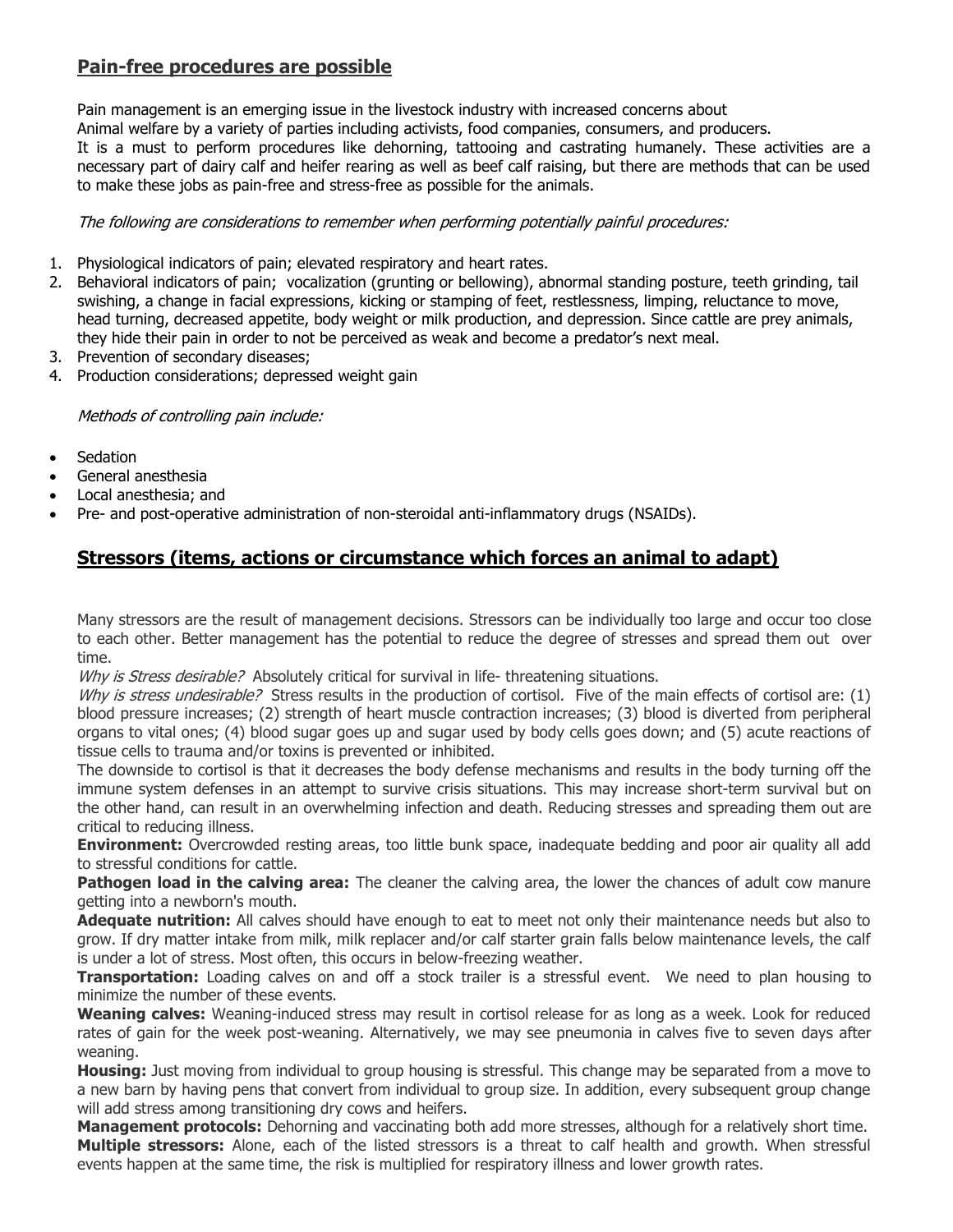## Pain-free procedures are possible

Pain management is an emerging issue in the livestock industry with increased concerns about Animal welfare by a variety of parties including activists, food companies, consumers, and producers. It is a must to perform procedures like dehorning, tattooing and castrating humanely. These activities are a necessary part of dairy calf and heifer rearing as well as beef calf raising, but there are methods that can be used to make these jobs as pain-free and stress-free as possible for the animals.

*The following are considerations to remember when performing potentially painful procedures:*

1. Physiological indicators of pain; elevated respiratory and heart rates.
2. Behavioral indicators of pain; vocalization (grunting or bellowing), abnormal standing posture, teeth grinding, tail swishing, a change in facial expressions, kicking or stamping of feet, restlessness, limping, reluctance to move, head turning, decreased appetite, body weight or milk production, and depression. Since cattle are prey animals, they hide their pain in order to not be perceived as weak and become a predator's next meal.
3. Prevention of secondary diseases;
4. Production considerations; depressed weight gain

*Methods of controlling pain include:*

- Sedation
- General anesthesia
- Local anesthesia; and
- Pre- and post-operative administration of non-steroidal anti-inflammatory drugs (NSAIDs).

## Stressors (items, actions or circumstance which forces an animal to adapt)

Many stressors are the result of management decisions. Stressors can be individually too large and occur too close to each other. Better management has the potential to reduce the degree of stresses and spread them out over time.

*Why is Stress desirable?* Absolutely critical for survival in life- threatening situations.

*Why is stress undesirable?* Stress results in the production of cortisol. Five of the main effects of cortisol are: (1) blood pressure increases; (2) strength of heart muscle contraction increases; (3) blood is diverted from peripheral organs to vital ones; (4) blood sugar goes up and sugar used by body cells goes down; and (5) acute reactions of tissue cells to trauma and/or toxins is prevented or inhibited.

The downside to cortisol is that it decreases the body defense mechanisms and results in the body turning off the immune system defenses in an attempt to survive crisis situations. This may increase short-term survival but on the other hand, can result in an overwhelming infection and death. Reducing stresses and spreading them out are critical to reducing illness.

**Environment:** Overcrowded resting areas, too little bunk space, inadequate bedding and poor air quality all add to stressful conditions for cattle.

**Pathogen load in the calving area:** The cleaner the calving area, the lower the chances of adult cow manure getting into a newborn's mouth.

**Adequate nutrition:** All calves should have enough to eat to meet not only their maintenance needs but also to grow. If dry matter intake from milk, milk replacer and/or calf starter grain falls below maintenance levels, the calf is under a lot of stress. Most often, this occurs in below-freezing weather.

**Transportation:** Loading calves on and off a stock trailer is a stressful event. We need to plan housing to minimize the number of these events.

**Weaning calves:** Weaning-induced stress may result in cortisol release for as long as a week. Look for reduced rates of gain for the week post-weaning. Alternatively, we may see pneumonia in calves five to seven days after weaning.

**Housing:** Just moving from individual to group housing is stressful. This change may be separated from a move to a new barn by having pens that convert from individual to group size. In addition, every subsequent group change will add stress among transitioning dry cows and heifers.

**Management protocols:** Dehorning and vaccinating both add more stresses, although for a relatively short time.

**Multiple stressors:** Alone, each of the listed stressors is a threat to calf health and growth. When stressful events happen at the same time, the risk is multiplied for respiratory illness and lower growth rates.